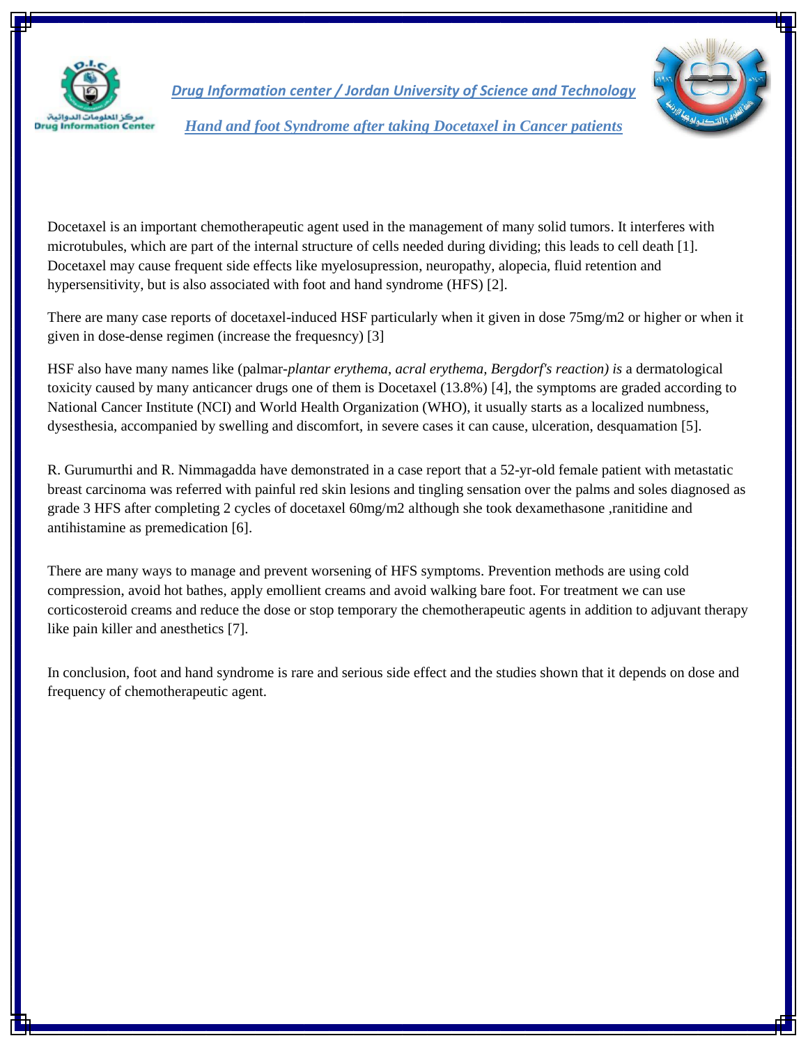***Drug Information center / Jordan University of Science and Technology***

# ***Hand and foot Syndrome after taking Docetaxel in Cancer patients***

Docetaxel is an important chemotherapeutic agent used in the management of many solid tumors. It interferes with microtubules, which are part of the internal structure of cells needed during dividing; this leads to cell death [1]. Docetaxel may cause frequent side effects like myelosupression, neuropathy, alopecia, fluid retention and hypersensitivity, but is also associated with foot and hand syndrome (HFS) [2].

There are many case reports of docetaxel-induced HSF particularly when it given in dose 75mg/m2 or higher or when it given in dose-dense regimen (increase the frequesncy) [3]

HSF also have many names like (palmar-*plantar erythema*, *acral erythema, Bergdorf's reaction) is* a dermatological toxicity caused by many anticancer drugs one of them is Docetaxel (13.8%) [4], the symptoms are graded according to National Cancer Institute (NCI) and World Health Organization (WHO), it usually starts as a localized numbness, dysesthesia, accompanied by swelling and discomfort, in severe cases it can cause, ulceration, desquamation [5].

R. Gurumurthi and R. Nimmagadda have demonstrated in a case report that a 52-yr-old female patient with metastatic breast carcinoma was referred with painful red skin lesions and tingling sensation over the palms and soles diagnosed as grade 3 HFS after completing 2 cycles of docetaxel 60mg/m2 although she took dexamethasone ,ranitidine and antihistamine as premedication [6].

There are many ways to manage and prevent worsening of HFS symptoms. Prevention methods are using cold compression, avoid hot bathes, apply emollient creams and avoid walking bare foot. For treatment we can use corticosteroid creams and reduce the dose or stop temporary the chemotherapeutic agents in addition to adjuvant therapy like pain killer and anesthetics [7].

In conclusion, foot and hand syndrome is rare and serious side effect and the studies shown that it depends on dose and frequency of chemotherapeutic agent.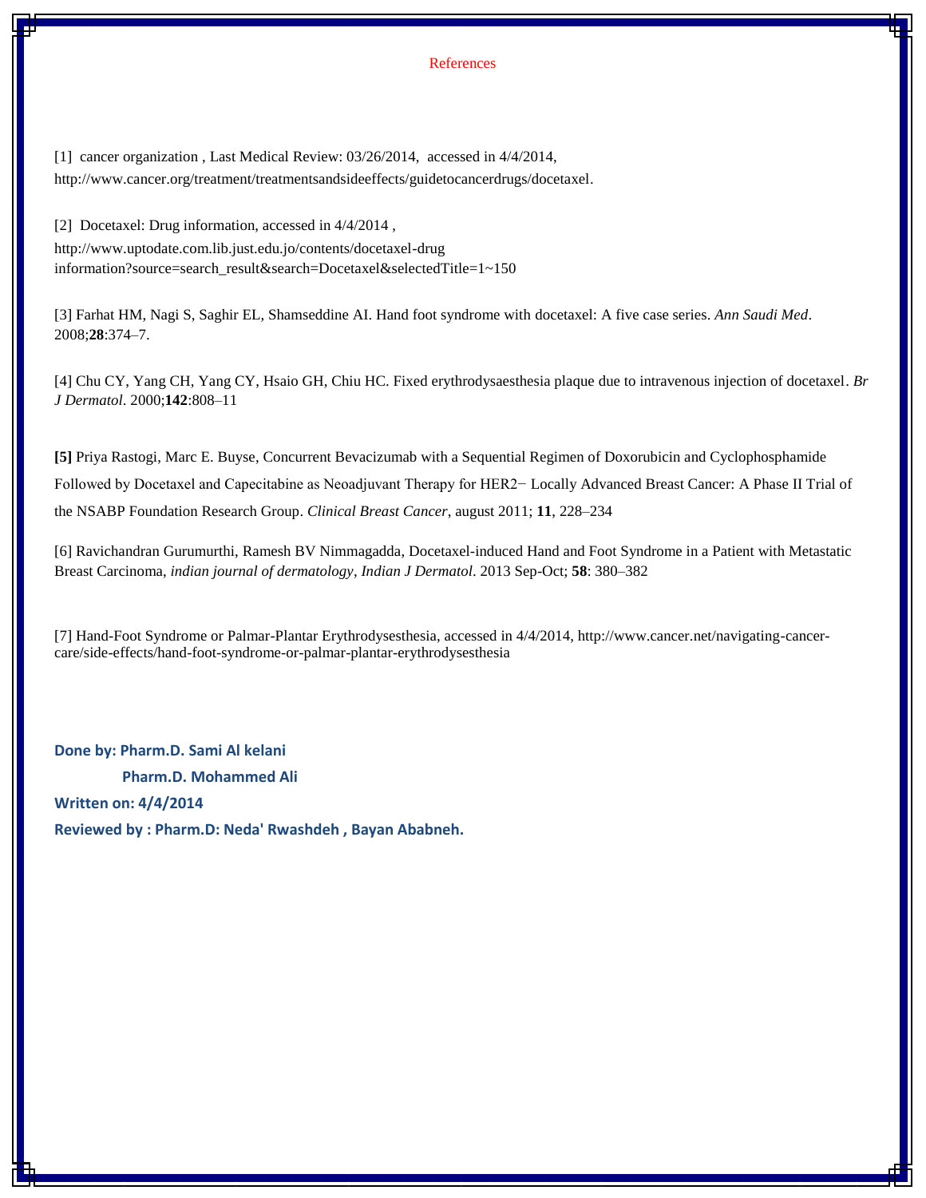# References

[1] cancer organization , Last Medical Review: 03/26/2014, accessed in 4/4/2014, http://www.cancer.org/treatment/treatmentsandsideeffects/guidetocancerdrugs/docetaxel.

[2] Docetaxel: Drug information, accessed in 4/4/2014 , http://www.uptodate.com.lib.just.edu.jo/contents/docetaxel-drug information?source=search_result&search=Docetaxel&selectedTitle=1~150

[3] Farhat HM, Nagi S, Saghir EL, Shamseddine AI. Hand foot syndrome with docetaxel: A five case series. *Ann Saudi Med*. 2008;**28**:374–7.

[4] Chu CY, Yang CH, Yang CY, Hsaio GH, Chiu HC. Fixed erythrodysaesthesia plaque due to intravenous injection of docetaxel. *Br J Dermatol*. 2000;**142**:808–11

**[5]** Priya Rastogi, Marc E. Buyse, Concurrent Bevacizumab with a Sequential Regimen of Doxorubicin and Cyclophosphamide Followed by Docetaxel and Capecitabine as Neoadjuvant Therapy for HER2− Locally Advanced Breast Cancer: A Phase II Trial of the NSABP Foundation Research Group. *Clinical Breast Cancer*, august 2011; **11**, 228–234

[6] Ravichandran Gurumurthi, Ramesh BV Nimmagadda, Docetaxel-induced Hand and Foot Syndrome in a Patient with Metastatic Breast Carcinoma, *indian journal of dermatology*, *Indian J Dermatol*. 2013 Sep-Oct; **58**: 380–382

[7] Hand-Foot Syndrome or Palmar-Plantar Erythrodysesthesia, accessed in 4/4/2014, http://www.cancer.net/navigating-cancer-care/side-effects/hand-foot-syndrome-or-palmar-plantar-erythrodysesthesia

**Done by: Pharm.D. Sami Al kelani**

**Pharm.D. Mohammed Ali**

**Written on: 4/4/2014**

**Reviewed by : Pharm.D: Neda' Rwashdeh , Bayan Ababneh.**